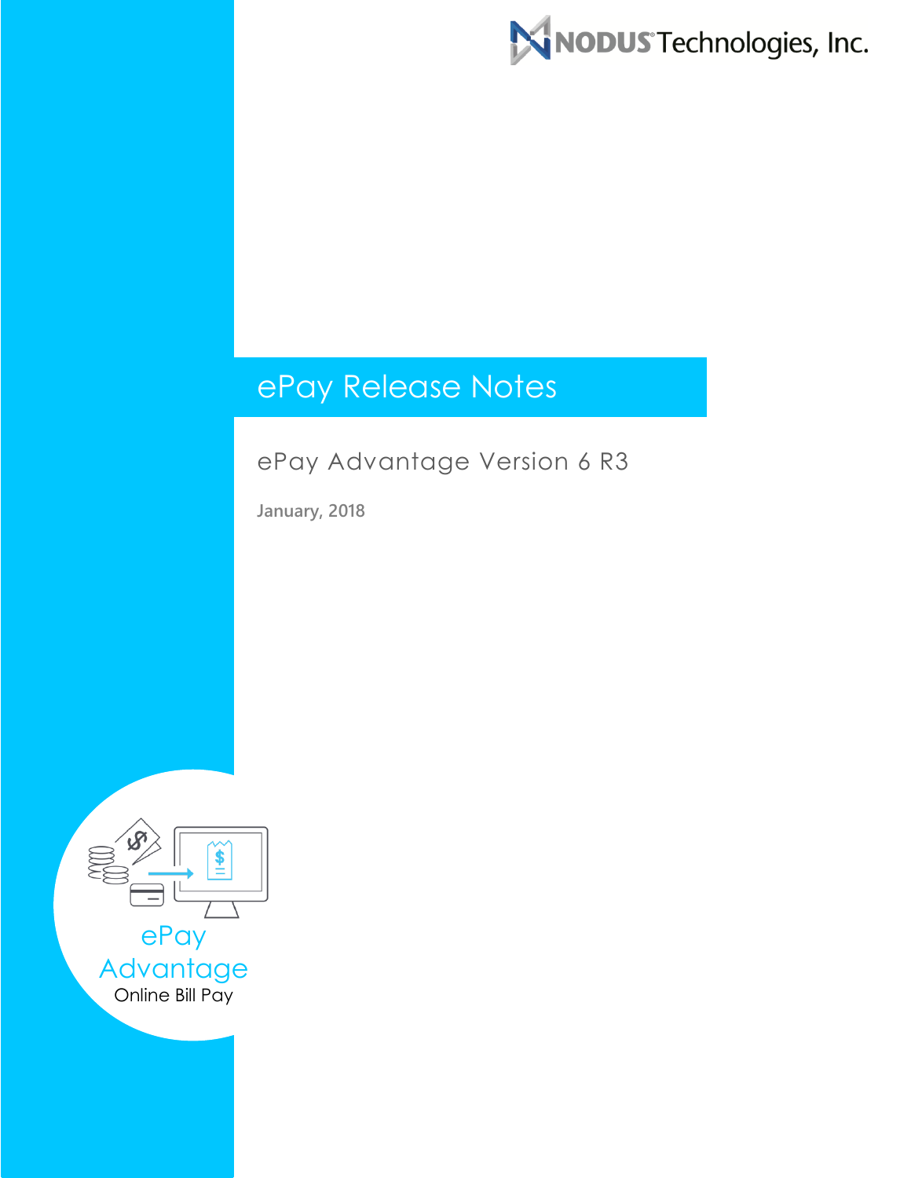NODUS Technologies, Inc.

# ePay Release Notes

## ePay Advantage Version 6 R3

**January, 2018**

ePay Advantage

Online Bill Pay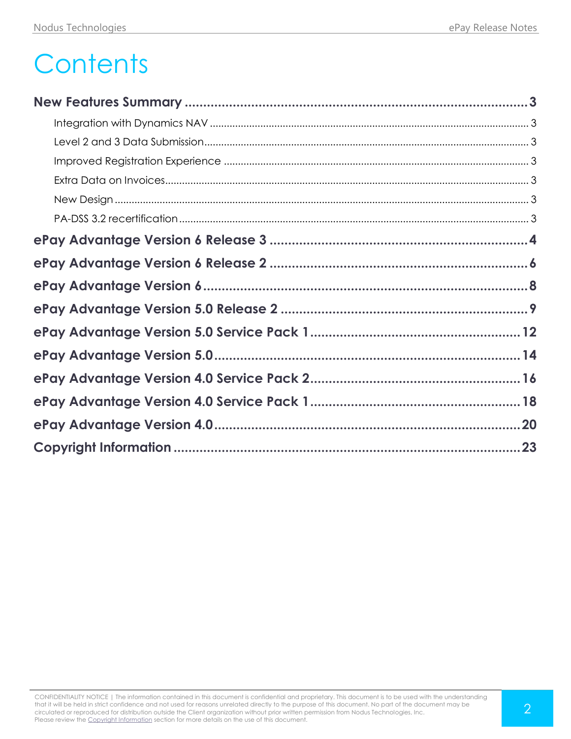# Contents

**New Features Summary** .......... **3**

- Integration with Dynamics NAV .......... 3
- Level 2 and 3 Data Submission .......... 3
- Improved Registration Experience .......... 3
- Extra Data on Invoices .......... 3
- New Design .......... 3
- PA-DSS 3.2 recertification .......... 3

**ePay Advantage Version 6 Release 3** .......... **4**

**ePay Advantage Version 6 Release 2** .......... **6**

**ePay Advantage Version 6** .......... **8**

**ePay Advantage Version 5.0 Release 2** .......... **9**

**ePay Advantage Version 5.0 Service Pack 1** .......... **12**

**ePay Advantage Version 5.0** .......... **14**

**ePay Advantage Version 4.0 Service Pack 2** .......... **16**

**ePay Advantage Version 4.0 Service Pack 1** .......... **18**

**ePay Advantage Version 4.0** .......... **20**

**Copyright Information** .......... **23**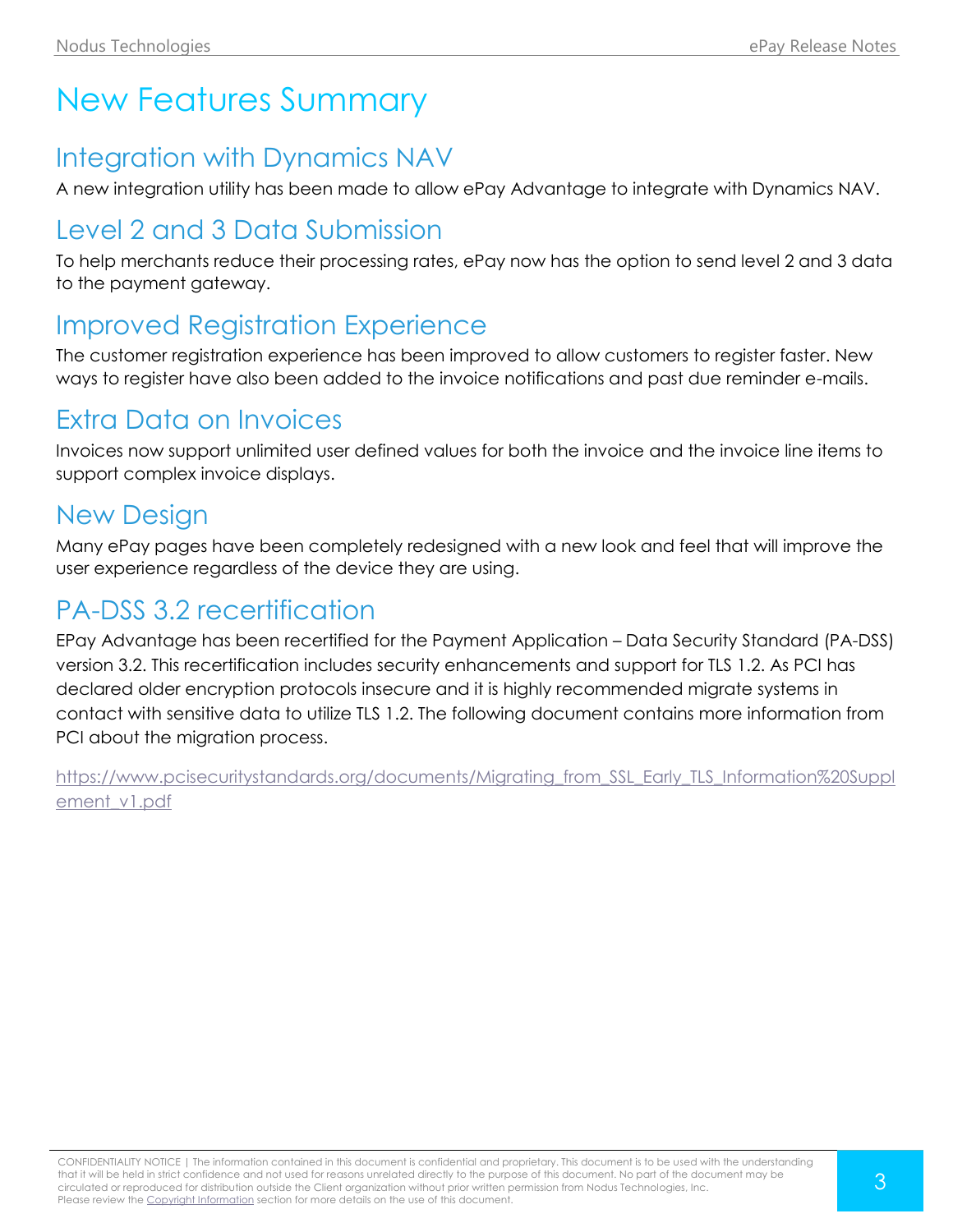# New Features Summary

## Integration with Dynamics NAV

A new integration utility has been made to allow ePay Advantage to integrate with Dynamics NAV.

## Level 2 and 3 Data Submission

To help merchants reduce their processing rates, ePay now has the option to send level 2 and 3 data to the payment gateway.

## Improved Registration Experience

The customer registration experience has been improved to allow customers to register faster. New ways to register have also been added to the invoice notifications and past due reminder e-mails.

## Extra Data on Invoices

Invoices now support unlimited user defined values for both the invoice and the invoice line items to support complex invoice displays.

## New Design

Many ePay pages have been completely redesigned with a new look and feel that will improve the user experience regardless of the device they are using.

## PA-DSS 3.2 recertification

EPay Advantage has been recertified for the Payment Application – Data Security Standard (PA-DSS) version 3.2. This recertification includes security enhancements and support for TLS 1.2. As PCI has declared older encryption protocols insecure and it is highly recommended migrate systems in contact with sensitive data to utilize TLS 1.2. The following document contains more information from PCI about the migration process.

https://www.pcisecuritystandards.org/documents/Migrating_from_SSL_Early_TLS_Information%20Supplement_v1.pdf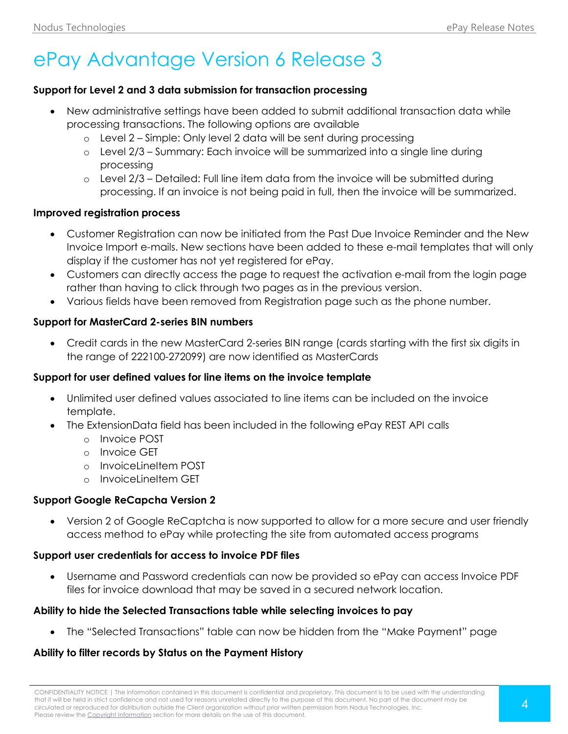# ePay Advantage Version 6 Release 3

**Support for Level 2 and 3 data submission for transaction processing**

- New administrative settings have been added to submit additional transaction data while processing transactions. The following options are available
  - Level 2 – Simple: Only level 2 data will be sent during processing
  - Level 2/3 – Summary: Each invoice will be summarized into a single line during processing
  - Level 2/3 – Detailed: Full line item data from the invoice will be submitted during processing. If an invoice is not being paid in full, then the invoice will be summarized.

**Improved registration process**

- Customer Registration can now be initiated from the Past Due Invoice Reminder and the New Invoice Import e-mails. New sections have been added to these e-mail templates that will only display if the customer has not yet registered for ePay.
- Customers can directly access the page to request the activation e-mail from the login page rather than having to click through two pages as in the previous version.
- Various fields have been removed from Registration page such as the phone number.

**Support for MasterCard 2-series BIN numbers**

- Credit cards in the new MasterCard 2-series BIN range (cards starting with the first six digits in the range of 222100-272099) are now identified as MasterCards

**Support for user defined values for line items on the invoice template**

- Unlimited user defined values associated to line items can be included on the invoice template.
- The ExtensionData field has been included in the following ePay REST API calls
  - Invoice POST
  - Invoice GET
  - InvoiceLineItem POST
  - InvoiceLineItem GET

**Support Google ReCapcha Version 2**

- Version 2 of Google ReCaptcha is now supported to allow for a more secure and user friendly access method to ePay while protecting the site from automated access programs

**Support user credentials for access to invoice PDF files**

- Username and Password credentials can now be provided so ePay can access Invoice PDF files for invoice download that may be saved in a secured network location.

**Ability to hide the Selected Transactions table while selecting invoices to pay**

- The "Selected Transactions" table can now be hidden from the "Make Payment" page

**Ability to filter records by Status on the Payment History**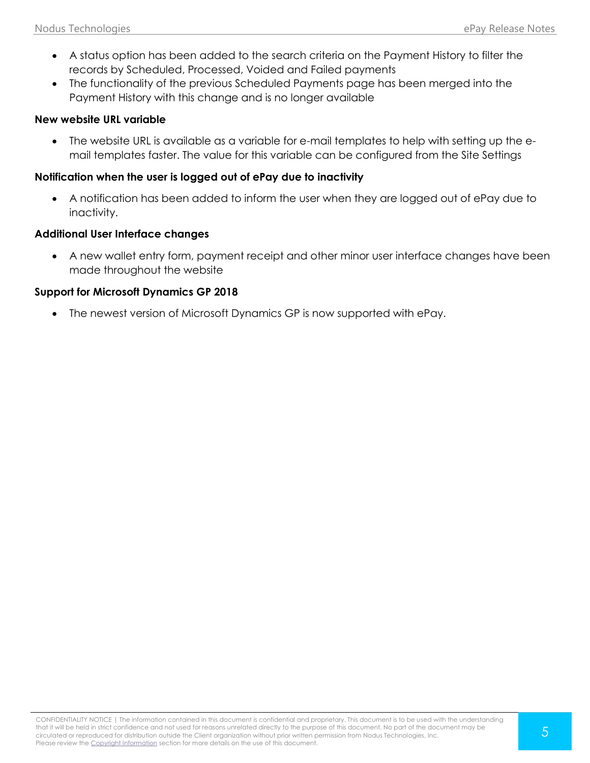- A status option has been added to the search criteria on the Payment History to filter the records by Scheduled, Processed, Voided and Failed payments
- The functionality of the previous Scheduled Payments page has been merged into the Payment History with this change and is no longer available

**New website URL variable**

- The website URL is available as a variable for e-mail templates to help with setting up the e-mail templates faster. The value for this variable can be configured from the Site Settings

**Notification when the user is logged out of ePay due to inactivity**

- A notification has been added to inform the user when they are logged out of ePay due to inactivity.

**Additional User Interface changes**

- A new wallet entry form, payment receipt and other minor user interface changes have been made throughout the website

**Support for Microsoft Dynamics GP 2018**

- The newest version of Microsoft Dynamics GP is now supported with ePay.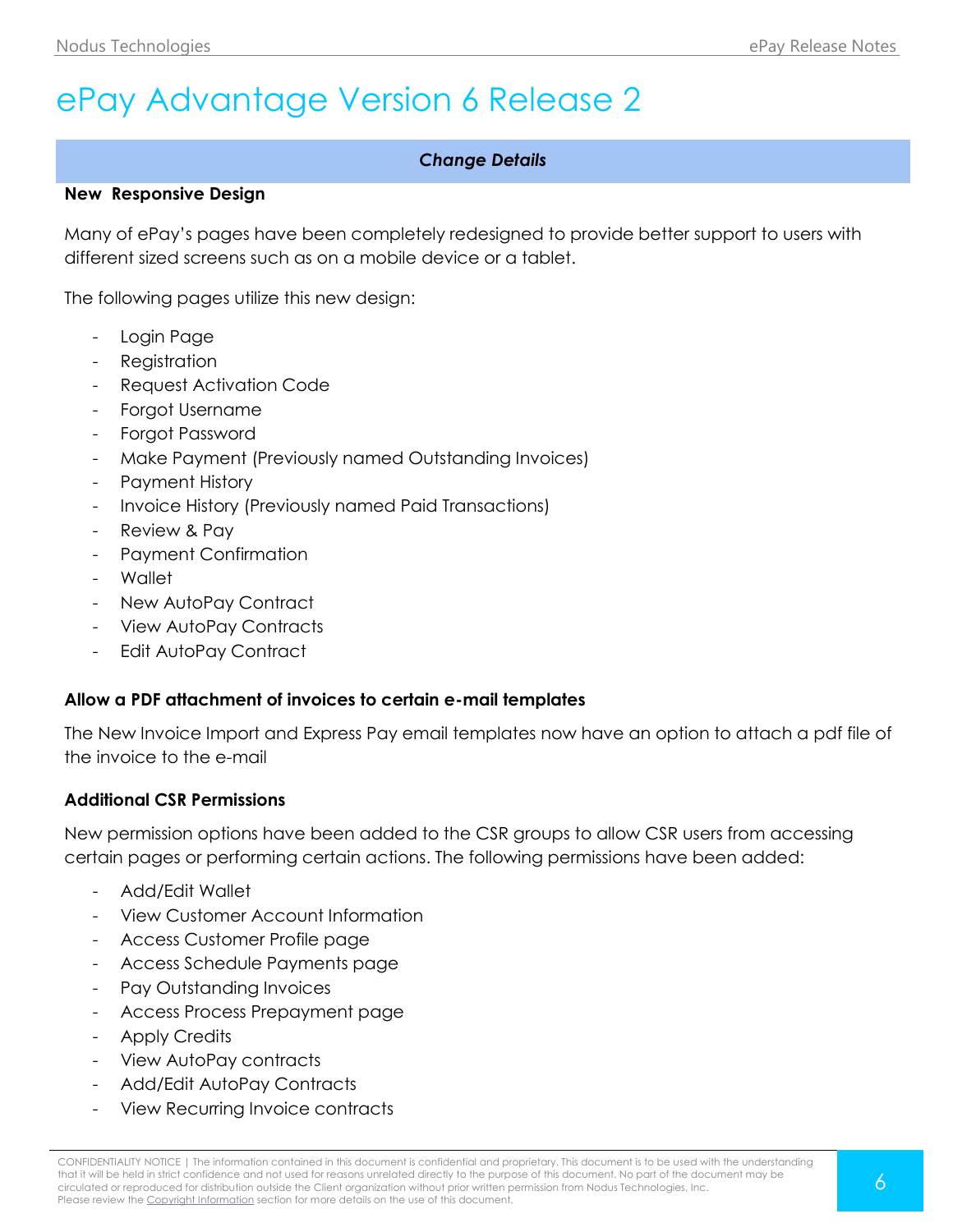# ePay Advantage Version 6 Release 2

***Change Details***

**New Responsive Design**

Many of ePay's pages have been completely redesigned to provide better support to users with different sized screens such as on a mobile device or a tablet.

The following pages utilize this new design:

- Login Page
- Registration
- Request Activation Code
- Forgot Username
- Forgot Password
- Make Payment (Previously named Outstanding Invoices)
- Payment History
- Invoice History (Previously named Paid Transactions)
- Review & Pay
- Payment Confirmation
- Wallet
- New AutoPay Contract
- View AutoPay Contracts
- Edit AutoPay Contract

**Allow a PDF attachment of invoices to certain e-mail templates**

The New Invoice Import and Express Pay email templates now have an option to attach a pdf file of the invoice to the e-mail

**Additional CSR Permissions**

New permission options have been added to the CSR groups to allow CSR users from accessing certain pages or performing certain actions. The following permissions have been added:

- Add/Edit Wallet
- View Customer Account Information
- Access Customer Profile page
- Access Schedule Payments page
- Pay Outstanding Invoices
- Access Process Prepayment page
- Apply Credits
- View AutoPay contracts
- Add/Edit AutoPay Contracts
- View Recurring Invoice contracts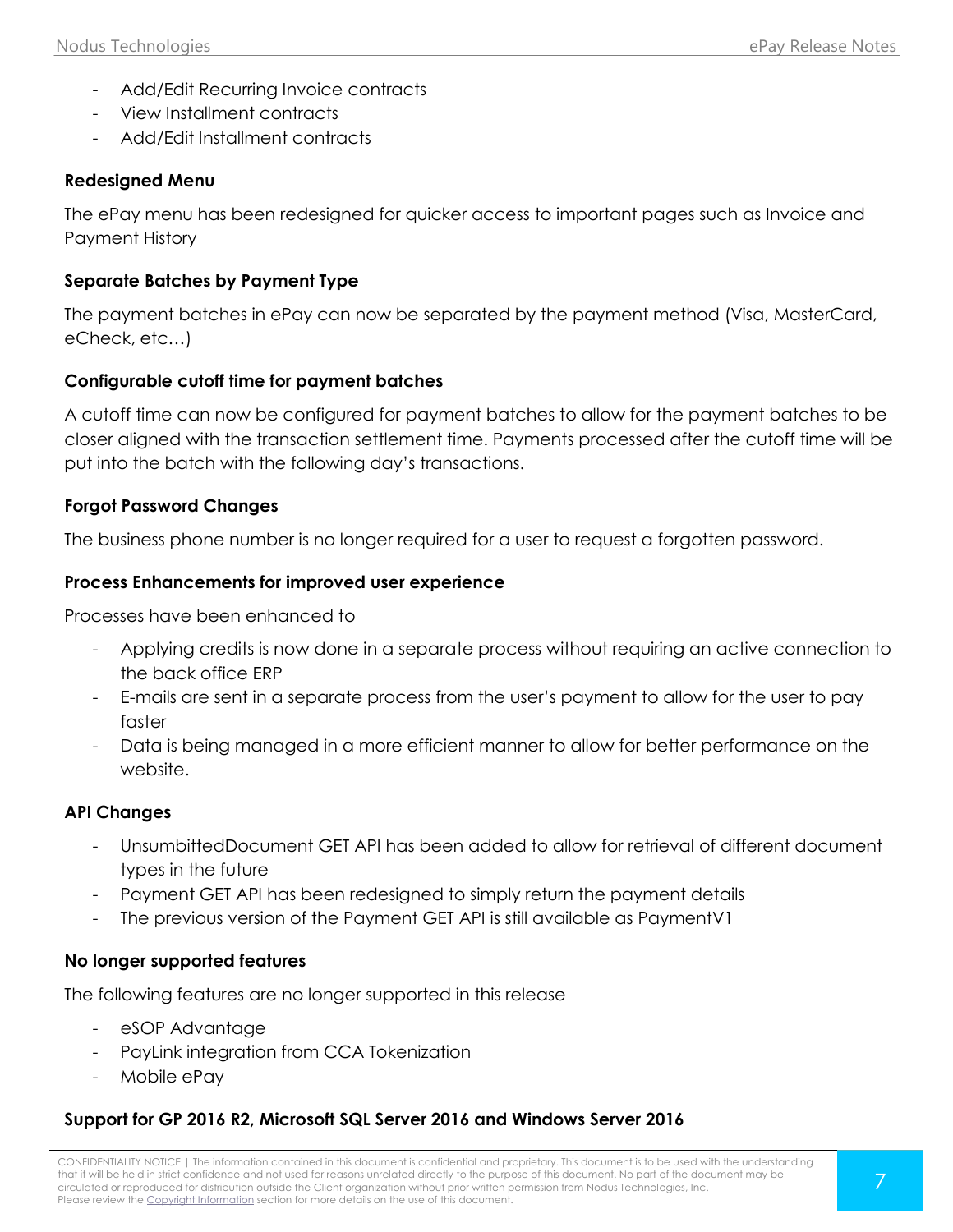- Add/Edit Recurring Invoice contracts
- View Installment contracts
- Add/Edit Installment contracts

### Redesigned Menu

The ePay menu has been redesigned for quicker access to important pages such as Invoice and Payment History

### Separate Batches by Payment Type

The payment batches in ePay can now be separated by the payment method (Visa, MasterCard, eCheck, etc…)

### Configurable cutoff time for payment batches

A cutoff time can now be configured for payment batches to allow for the payment batches to be closer aligned with the transaction settlement time. Payments processed after the cutoff time will be put into the batch with the following day's transactions.

### Forgot Password Changes

The business phone number is no longer required for a user to request a forgotten password.

### Process Enhancements for improved user experience

Processes have been enhanced to

- Applying credits is now done in a separate process without requiring an active connection to the back office ERP
- E-mails are sent in a separate process from the user's payment to allow for the user to pay faster
- Data is being managed in a more efficient manner to allow for better performance on the website.

### API Changes

- UnsumbittedDocument GET API has been added to allow for retrieval of different document types in the future
- Payment GET API has been redesigned to simply return the payment details
- The previous version of the Payment GET API is still available as PaymentV1

### No longer supported features

The following features are no longer supported in this release

- eSOP Advantage
- PayLink integration from CCA Tokenization
- Mobile ePay

### Support for GP 2016 R2, Microsoft SQL Server 2016 and Windows Server 2016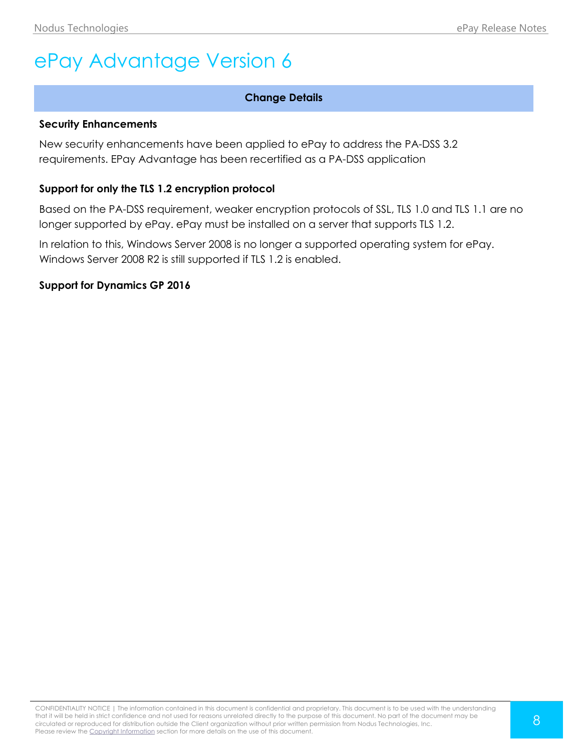# ePay Advantage Version 6

| Change Details |
| --- |

**Security Enhancements**

New security enhancements have been applied to ePay to address the PA-DSS 3.2 requirements. EPay Advantage has been recertified as a PA-DSS application

**Support for only the TLS 1.2 encryption protocol**

Based on the PA-DSS requirement, weaker encryption protocols of SSL, TLS 1.0 and TLS 1.1 are no longer supported by ePay. ePay must be installed on a server that supports TLS 1.2.

In relation to this, Windows Server 2008 is no longer a supported operating system for ePay. Windows Server 2008 R2 is still supported if TLS 1.2 is enabled.

**Support for Dynamics GP 2016**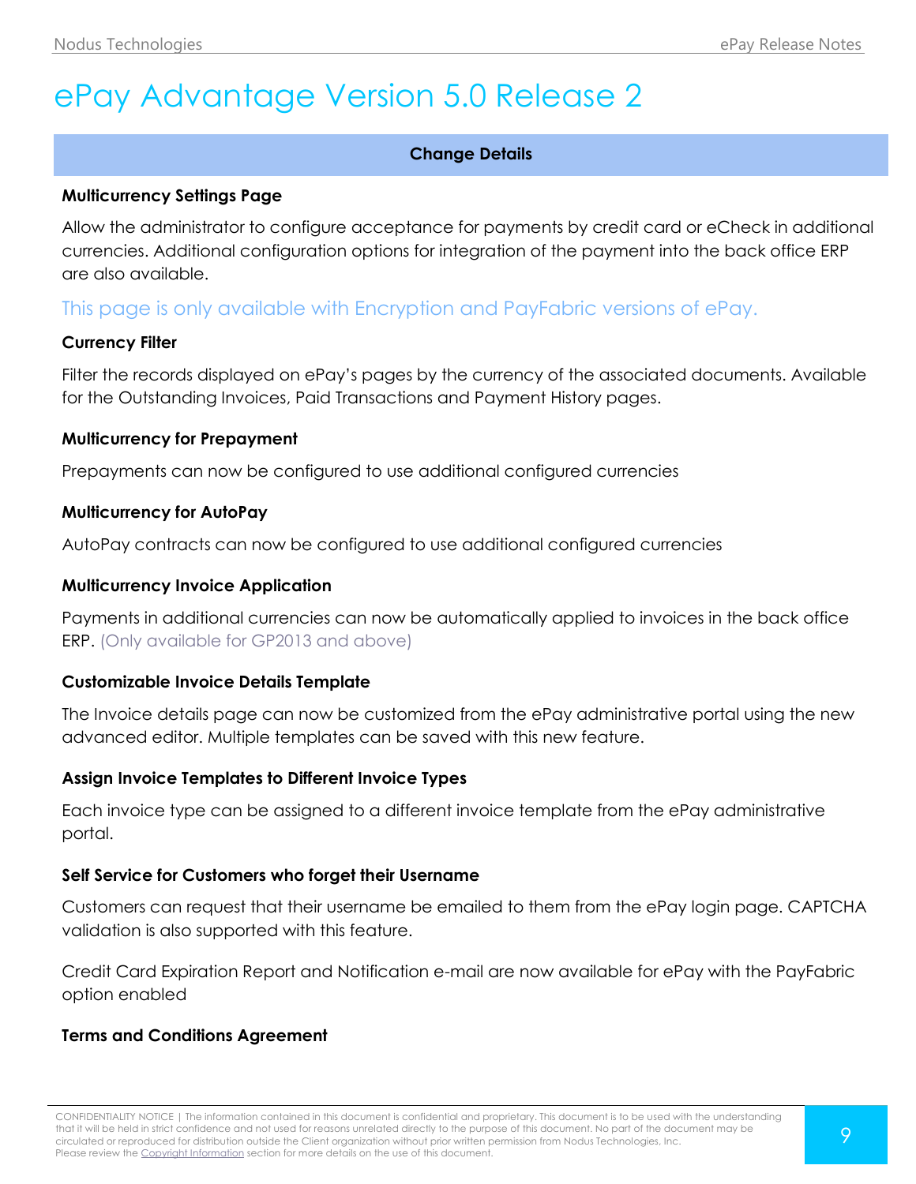# ePay Advantage Version 5.0 Release 2

| Change Details |
|---|

**Multicurrency Settings Page**

Allow the administrator to configure acceptance for payments by credit card or eCheck in additional currencies. Additional configuration options for integration of the payment into the back office ERP are also available.

This page is only available with Encryption and PayFabric versions of ePay.

**Currency Filter**

Filter the records displayed on ePay's pages by the currency of the associated documents. Available for the Outstanding Invoices, Paid Transactions and Payment History pages.

**Multicurrency for Prepayment**

Prepayments can now be configured to use additional configured currencies

**Multicurrency for AutoPay**

AutoPay contracts can now be configured to use additional configured currencies

**Multicurrency Invoice Application**

Payments in additional currencies can now be automatically applied to invoices in the back office ERP. (Only available for GP2013 and above)

**Customizable Invoice Details Template**

The Invoice details page can now be customized from the ePay administrative portal using the new advanced editor. Multiple templates can be saved with this new feature.

**Assign Invoice Templates to Different Invoice Types**

Each invoice type can be assigned to a different invoice template from the ePay administrative portal.

**Self Service for Customers who forget their Username**

Customers can request that their username be emailed to them from the ePay login page. CAPTCHA validation is also supported with this feature.

Credit Card Expiration Report and Notification e-mail are now available for ePay with the PayFabric option enabled

**Terms and Conditions Agreement**

CONFIDENTIALITY NOTICE | The information contained in this document is confidential and proprietary. This document is to be used with the understanding that it will be held in strict confidence and not used for reasons unrelated directly to the purpose of this document. No part of the document may be circulated or reproduced for distribution outside the Client organization without prior written permission from Nodus Technologies, Inc. Please review the Copyright Information section for more details on the use of this document.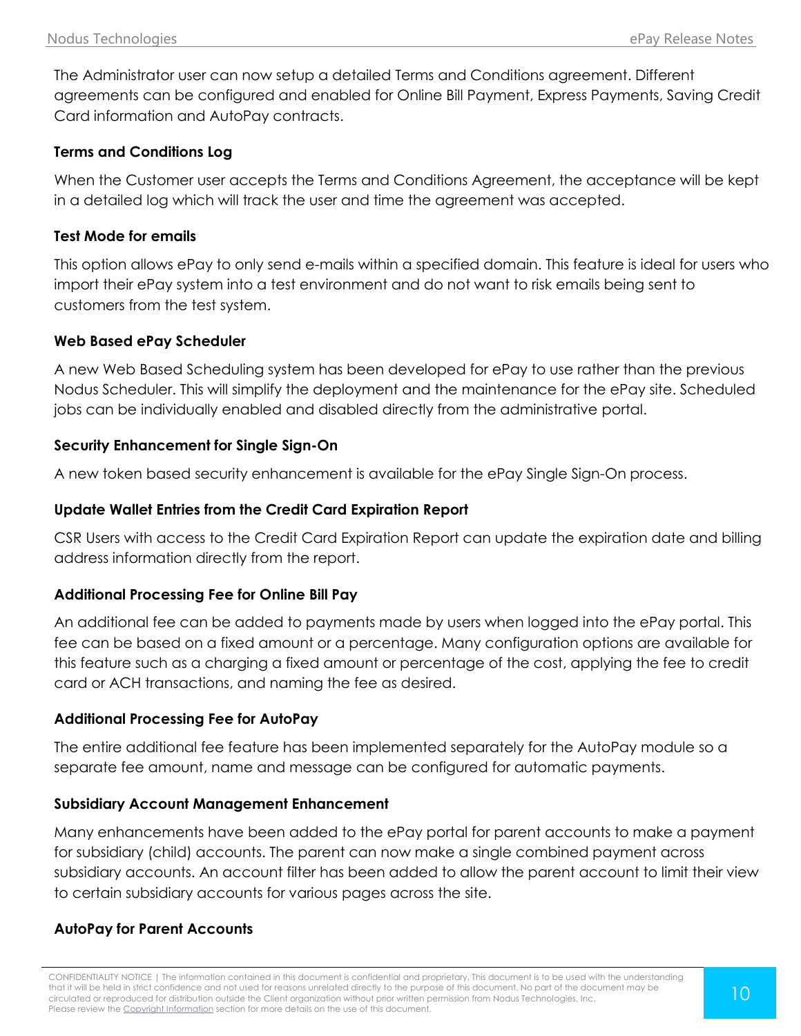The Administrator user can now setup a detailed Terms and Conditions agreement. Different agreements can be configured and enabled for Online Bill Payment, Express Payments, Saving Credit Card information and AutoPay contracts.

**Terms and Conditions Log**

When the Customer user accepts the Terms and Conditions Agreement, the acceptance will be kept in a detailed log which will track the user and time the agreement was accepted.

**Test Mode for emails**

This option allows ePay to only send e-mails within a specified domain. This feature is ideal for users who import their ePay system into a test environment and do not want to risk emails being sent to customers from the test system.

**Web Based ePay Scheduler**

A new Web Based Scheduling system has been developed for ePay to use rather than the previous Nodus Scheduler. This will simplify the deployment and the maintenance for the ePay site. Scheduled jobs can be individually enabled and disabled directly from the administrative portal.

**Security Enhancement for Single Sign-On**

A new token based security enhancement is available for the ePay Single Sign-On process.

**Update Wallet Entries from the Credit Card Expiration Report**

CSR Users with access to the Credit Card Expiration Report can update the expiration date and billing address information directly from the report.

**Additional Processing Fee for Online Bill Pay**

An additional fee can be added to payments made by users when logged into the ePay portal. This fee can be based on a fixed amount or a percentage. Many configuration options are available for this feature such as a charging a fixed amount or percentage of the cost, applying the fee to credit card or ACH transactions, and naming the fee as desired.

**Additional Processing Fee for AutoPay**

The entire additional fee feature has been implemented separately for the AutoPay module so a separate fee amount, name and message can be configured for automatic payments.

**Subsidiary Account Management Enhancement**

Many enhancements have been added to the ePay portal for parent accounts to make a payment for subsidiary (child) accounts. The parent can now make a single combined payment across subsidiary accounts. An account filter has been added to allow the parent account to limit their view to certain subsidiary accounts for various pages across the site.

**AutoPay for Parent Accounts**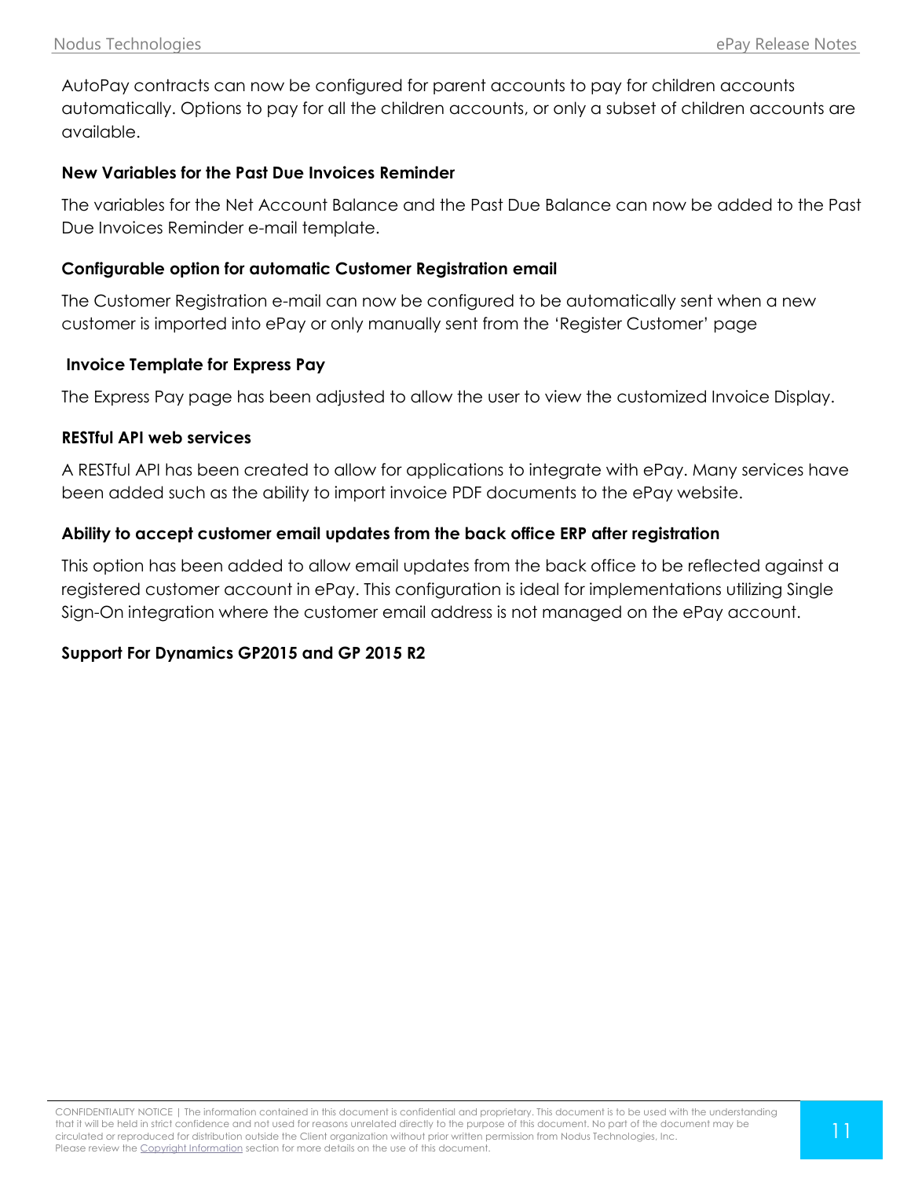AutoPay contracts can now be configured for parent accounts to pay for children accounts automatically. Options to pay for all the children accounts, or only a subset of children accounts are available.

#### New Variables for the Past Due Invoices Reminder

The variables for the Net Account Balance and the Past Due Balance can now be added to the Past Due Invoices Reminder e-mail template.

#### Configurable option for automatic Customer Registration email

The Customer Registration e-mail can now be configured to be automatically sent when a new customer is imported into ePay or only manually sent from the 'Register Customer' page

#### Invoice Template for Express Pay

The Express Pay page has been adjusted to allow the user to view the customized Invoice Display.

#### RESTful API web services

A RESTful API has been created to allow for applications to integrate with ePay. Many services have been added such as the ability to import invoice PDF documents to the ePay website.

#### Ability to accept customer email updates from the back office ERP after registration

This option has been added to allow email updates from the back office to be reflected against a registered customer account in ePay. This configuration is ideal for implementations utilizing Single Sign-On integration where the customer email address is not managed on the ePay account.

#### Support For Dynamics GP2015 and GP 2015 R2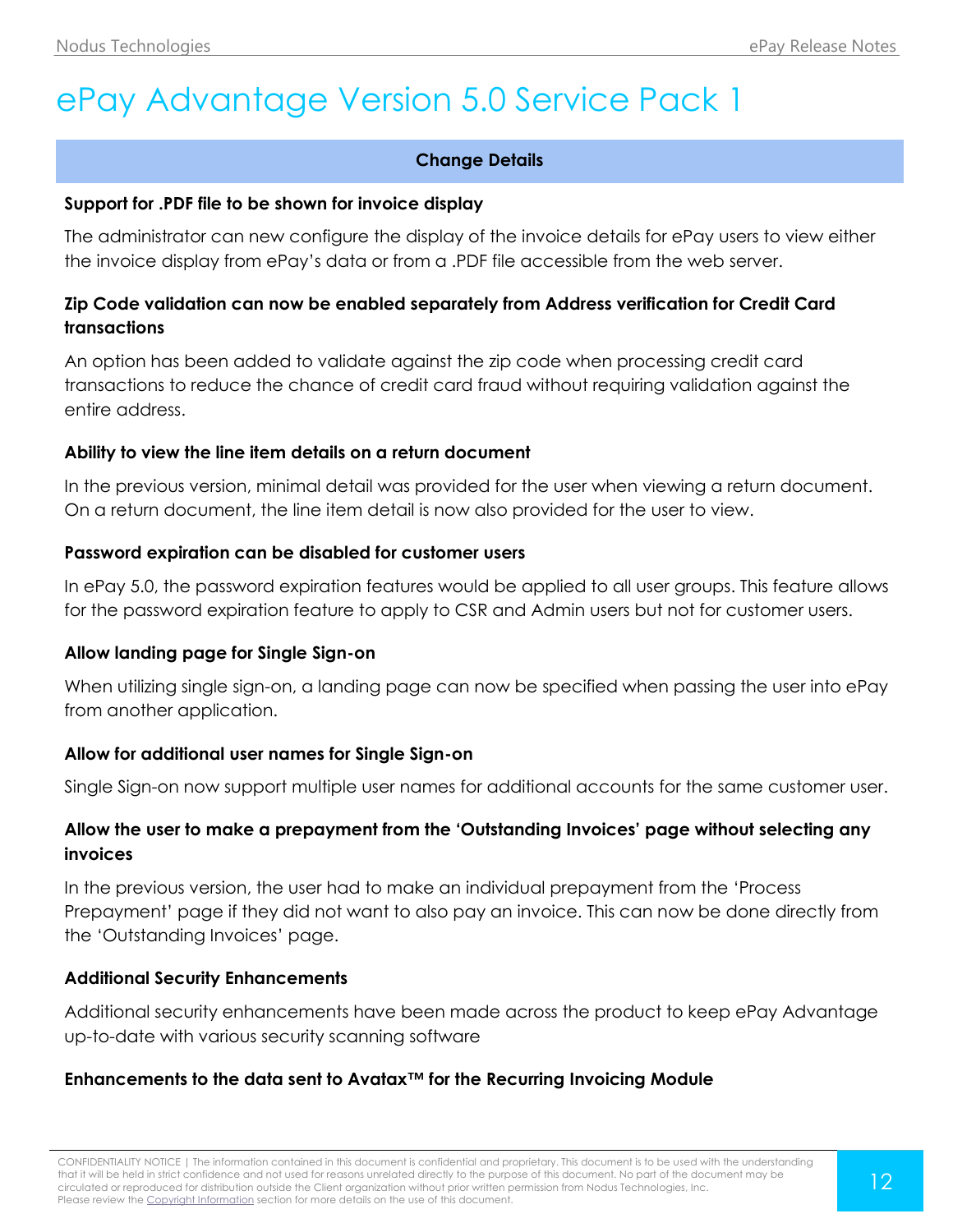# ePay Advantage Version 5.0 Service Pack 1

| Change Details |
|---|

**Support for .PDF file to be shown for invoice display**

The administrator can new configure the display of the invoice details for ePay users to view either the invoice display from ePay's data or from a .PDF file accessible from the web server.

**Zip Code validation can now be enabled separately from Address verification for Credit Card transactions**

An option has been added to validate against the zip code when processing credit card transactions to reduce the chance of credit card fraud without requiring validation against the entire address.

**Ability to view the line item details on a return document**

In the previous version, minimal detail was provided for the user when viewing a return document. On a return document, the line item detail is now also provided for the user to view.

**Password expiration can be disabled for customer users**

In ePay 5.0, the password expiration features would be applied to all user groups. This feature allows for the password expiration feature to apply to CSR and Admin users but not for customer users.

**Allow landing page for Single Sign-on**

When utilizing single sign-on, a landing page can now be specified when passing the user into ePay from another application.

**Allow for additional user names for Single Sign-on**

Single Sign-on now support multiple user names for additional accounts for the same customer user.

**Allow the user to make a prepayment from the 'Outstanding Invoices' page without selecting any invoices**

In the previous version, the user had to make an individual prepayment from the 'Process Prepayment' page if they did not want to also pay an invoice. This can now be done directly from the 'Outstanding Invoices' page.

**Additional Security Enhancements**

Additional security enhancements have been made across the product to keep ePay Advantage up-to-date with various security scanning software

**Enhancements to the data sent to Avatax™ for the Recurring Invoicing Module**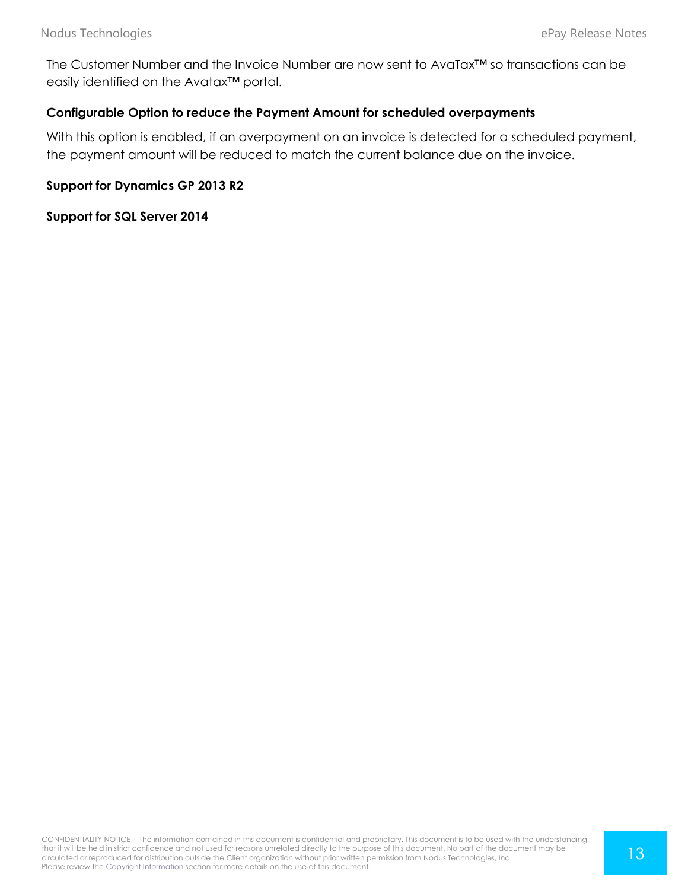The Customer Number and the Invoice Number are now sent to AvaTax™ so transactions can be easily identified on the Avatax™ portal.

### Configurable Option to reduce the Payment Amount for scheduled overpayments

With this option is enabled, if an overpayment on an invoice is detected for a scheduled payment, the payment amount will be reduced to match the current balance due on the invoice.

### Support for Dynamics GP 2013 R2

### Support for SQL Server 2014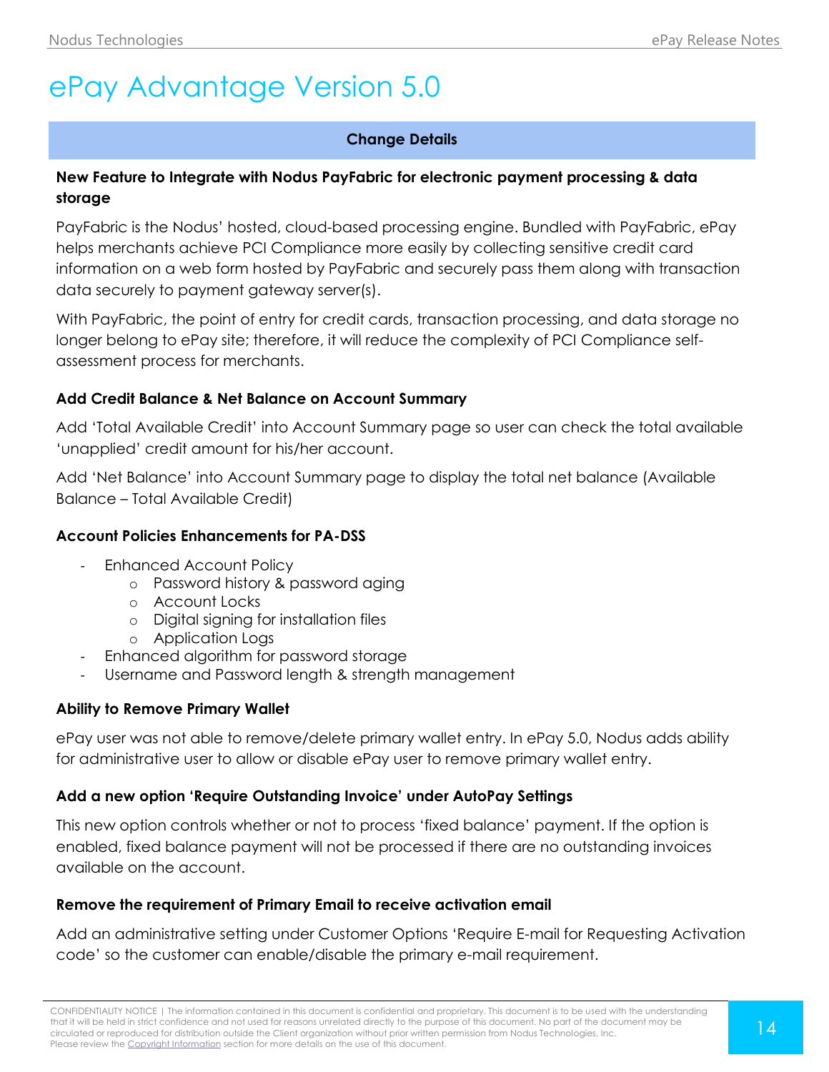# ePay Advantage Version 5.0

| Change Details |
|---|

**New Feature to Integrate with Nodus PayFabric for electronic payment processing & data storage**

PayFabric is the Nodus' hosted, cloud-based processing engine. Bundled with PayFabric, ePay helps merchants achieve PCI Compliance more easily by collecting sensitive credit card information on a web form hosted by PayFabric and securely pass them along with transaction data securely to payment gateway server(s).

With PayFabric, the point of entry for credit cards, transaction processing, and data storage no longer belong to ePay site; therefore, it will reduce the complexity of PCI Compliance self-assessment process for merchants.

**Add Credit Balance & Net Balance on Account Summary**

Add 'Total Available Credit' into Account Summary page so user can check the total available 'unapplied' credit amount for his/her account.

Add 'Net Balance' into Account Summary page to display the total net balance (Available Balance – Total Available Credit)

**Account Policies Enhancements for PA-DSS**

- Enhanced Account Policy
  - Password history & password aging
  - Account Locks
  - Digital signing for installation files
  - Application Logs
- Enhanced algorithm for password storage
- Username and Password length & strength management

**Ability to Remove Primary Wallet**

ePay user was not able to remove/delete primary wallet entry. In ePay 5.0, Nodus adds ability for administrative user to allow or disable ePay user to remove primary wallet entry.

**Add a new option 'Require Outstanding Invoice' under AutoPay Settings**

This new option controls whether or not to process 'fixed balance' payment. If the option is enabled, fixed balance payment will not be processed if there are no outstanding invoices available on the account.

**Remove the requirement of Primary Email to receive activation email**

Add an administrative setting under Customer Options 'Require E-mail for Requesting Activation code' so the customer can enable/disable the primary e-mail requirement.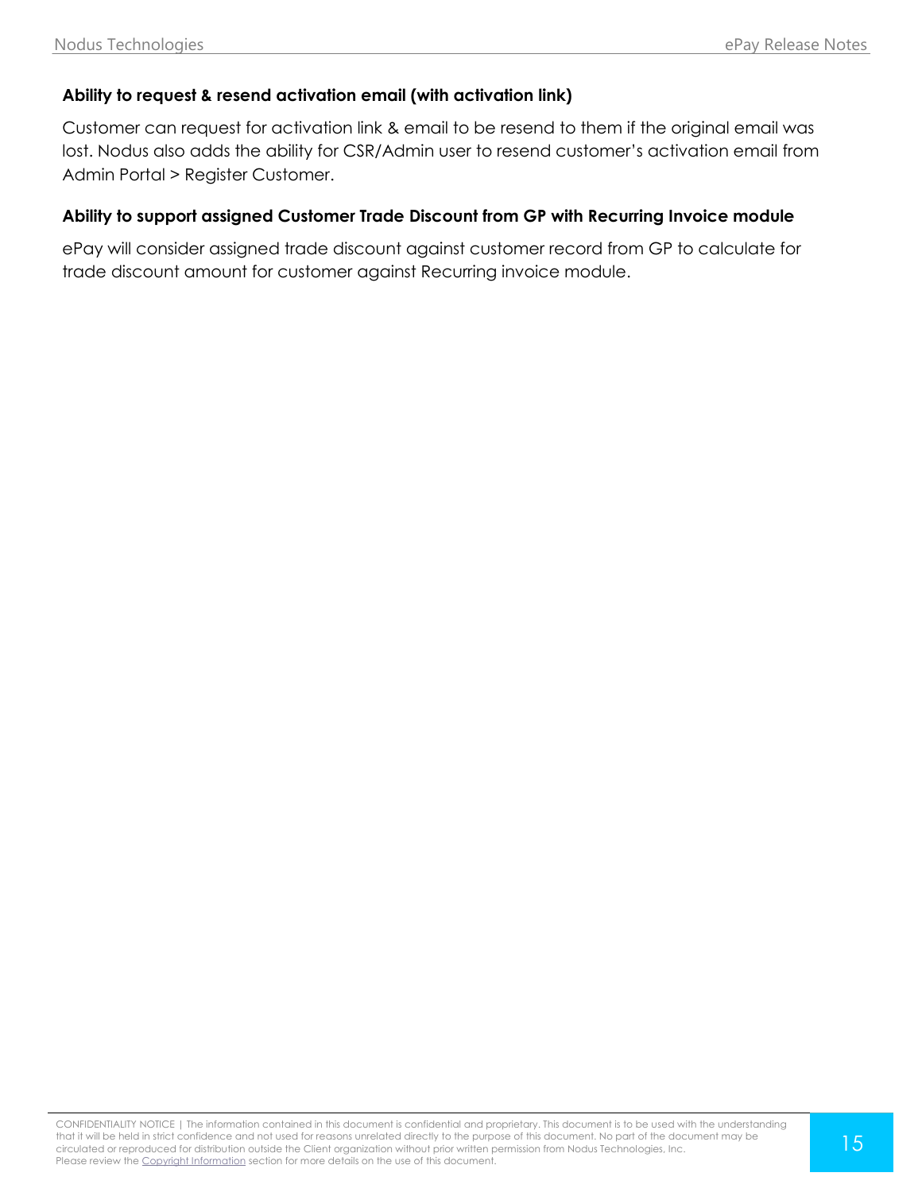### Ability to request & resend activation email (with activation link)

Customer can request for activation link & email to be resend to them if the original email was lost. Nodus also adds the ability for CSR/Admin user to resend customer's activation email from Admin Portal > Register Customer.

### Ability to support assigned Customer Trade Discount from GP with Recurring Invoice module

ePay will consider assigned trade discount against customer record from GP to calculate for trade discount amount for customer against Recurring invoice module.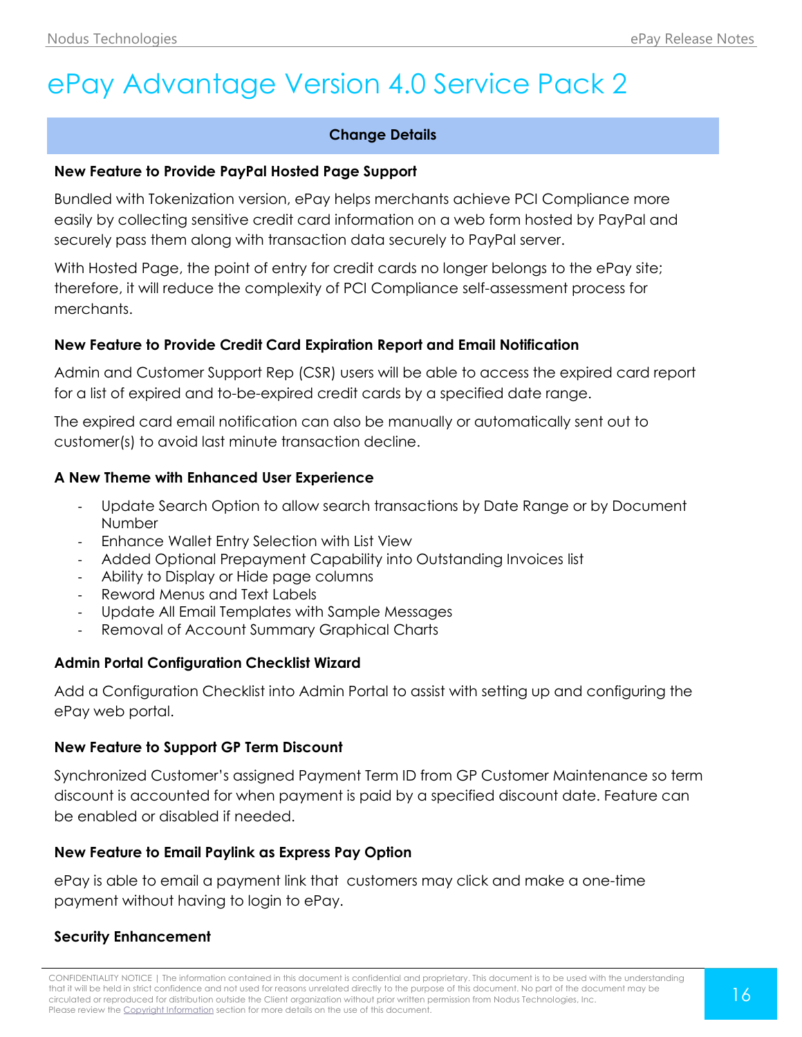# ePay Advantage Version 4.0 Service Pack 2

| Change Details |
| --- |

**New Feature to Provide PayPal Hosted Page Support**

Bundled with Tokenization version, ePay helps merchants achieve PCI Compliance more easily by collecting sensitive credit card information on a web form hosted by PayPal and securely pass them along with transaction data securely to PayPal server.

With Hosted Page, the point of entry for credit cards no longer belongs to the ePay site; therefore, it will reduce the complexity of PCI Compliance self-assessment process for merchants.

**New Feature to Provide Credit Card Expiration Report and Email Notification**

Admin and Customer Support Rep (CSR) users will be able to access the expired card report for a list of expired and to-be-expired credit cards by a specified date range.

The expired card email notification can also be manually or automatically sent out to customer(s) to avoid last minute transaction decline.

**A New Theme with Enhanced User Experience**

- Update Search Option to allow search transactions by Date Range or by Document Number
- Enhance Wallet Entry Selection with List View
- Added Optional Prepayment Capability into Outstanding Invoices list
- Ability to Display or Hide page columns
- Reword Menus and Text Labels
- Update All Email Templates with Sample Messages
- Removal of Account Summary Graphical Charts

**Admin Portal Configuration Checklist Wizard**

Add a Configuration Checklist into Admin Portal to assist with setting up and configuring the ePay web portal.

**New Feature to Support GP Term Discount**

Synchronized Customer's assigned Payment Term ID from GP Customer Maintenance so term discount is accounted for when payment is paid by a specified discount date. Feature can be enabled or disabled if needed.

**New Feature to Email Paylink as Express Pay Option**

ePay is able to email a payment link that customers may click and make a one-time payment without having to login to ePay.

**Security Enhancement**

CONFIDENTIALITY NOTICE | The information contained in this document is confidential and proprietary. This document is to be used with the understanding that it will be held in strict confidence and not used for reasons unrelated directly to the purpose of this document. No part of the document may be circulated or reproduced for distribution outside the Client organization without prior written permission from Nodus Technologies, Inc. Please review the Copyright Information section for more details on the use of this document.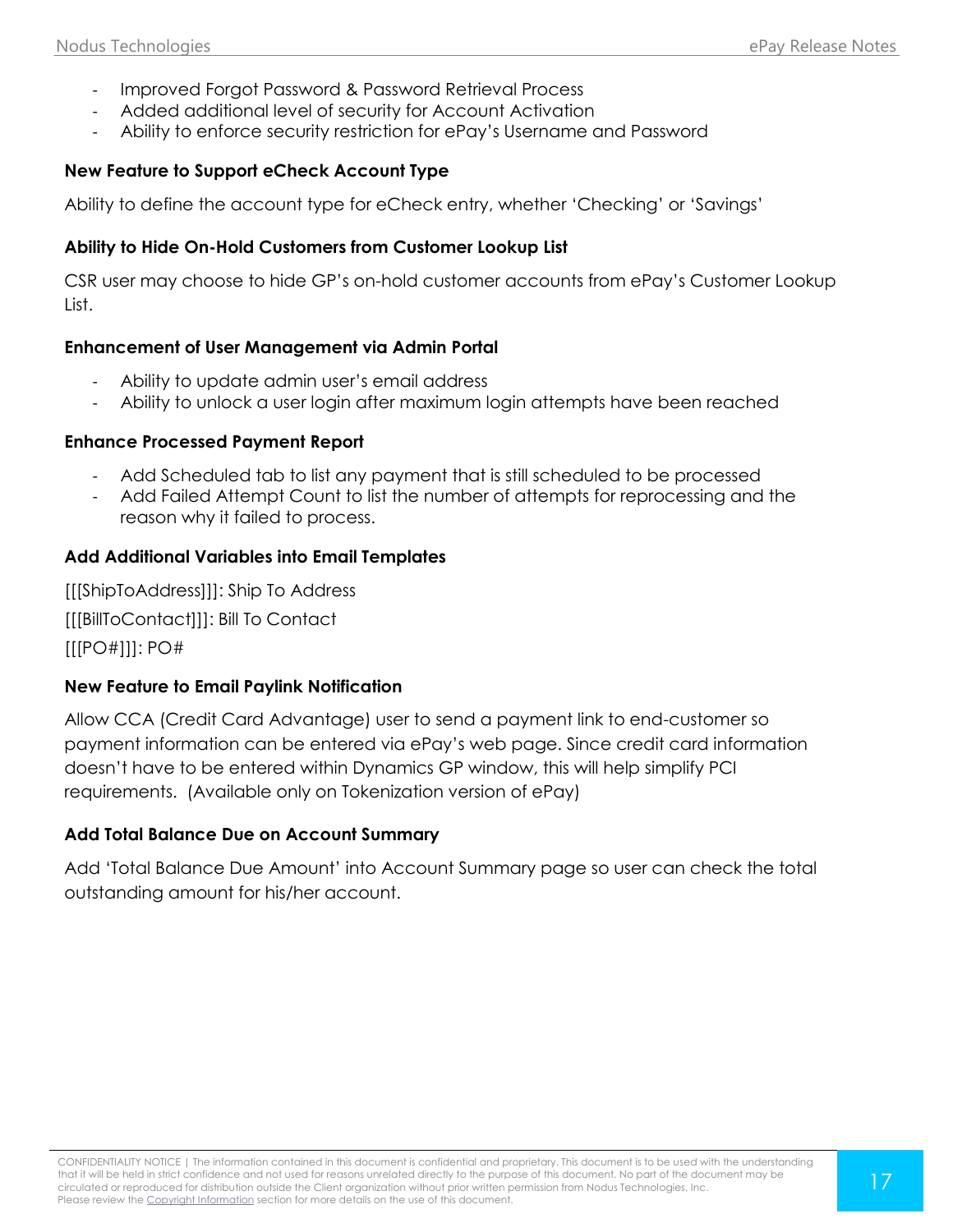- Improved Forgot Password & Password Retrieval Process
- Added additional level of security for Account Activation
- Ability to enforce security restriction for ePay's Username and Password

**New Feature to Support eCheck Account Type**

Ability to define the account type for eCheck entry, whether 'Checking' or 'Savings'

**Ability to Hide On-Hold Customers from Customer Lookup List**

CSR user may choose to hide GP's on-hold customer accounts from ePay's Customer Lookup List.

**Enhancement of User Management via Admin Portal**

- Ability to update admin user's email address
- Ability to unlock a user login after maximum login attempts have been reached

**Enhance Processed Payment Report**

- Add Scheduled tab to list any payment that is still scheduled to be processed
- Add Failed Attempt Count to list the number of attempts for reprocessing and the reason why it failed to process.

**Add Additional Variables into Email Templates**

[[[ShipToAddress]]]: Ship To Address

[[[BillToContact]]]: Bill To Contact

[[[PO#]]]: PO#

**New Feature to Email Paylink Notification**

Allow CCA (Credit Card Advantage) user to send a payment link to end-customer so payment information can be entered via ePay's web page. Since credit card information doesn't have to be entered within Dynamics GP window, this will help simplify PCI requirements. (Available only on Tokenization version of ePay)

**Add Total Balance Due on Account Summary**

Add 'Total Balance Due Amount' into Account Summary page so user can check the total outstanding amount for his/her account.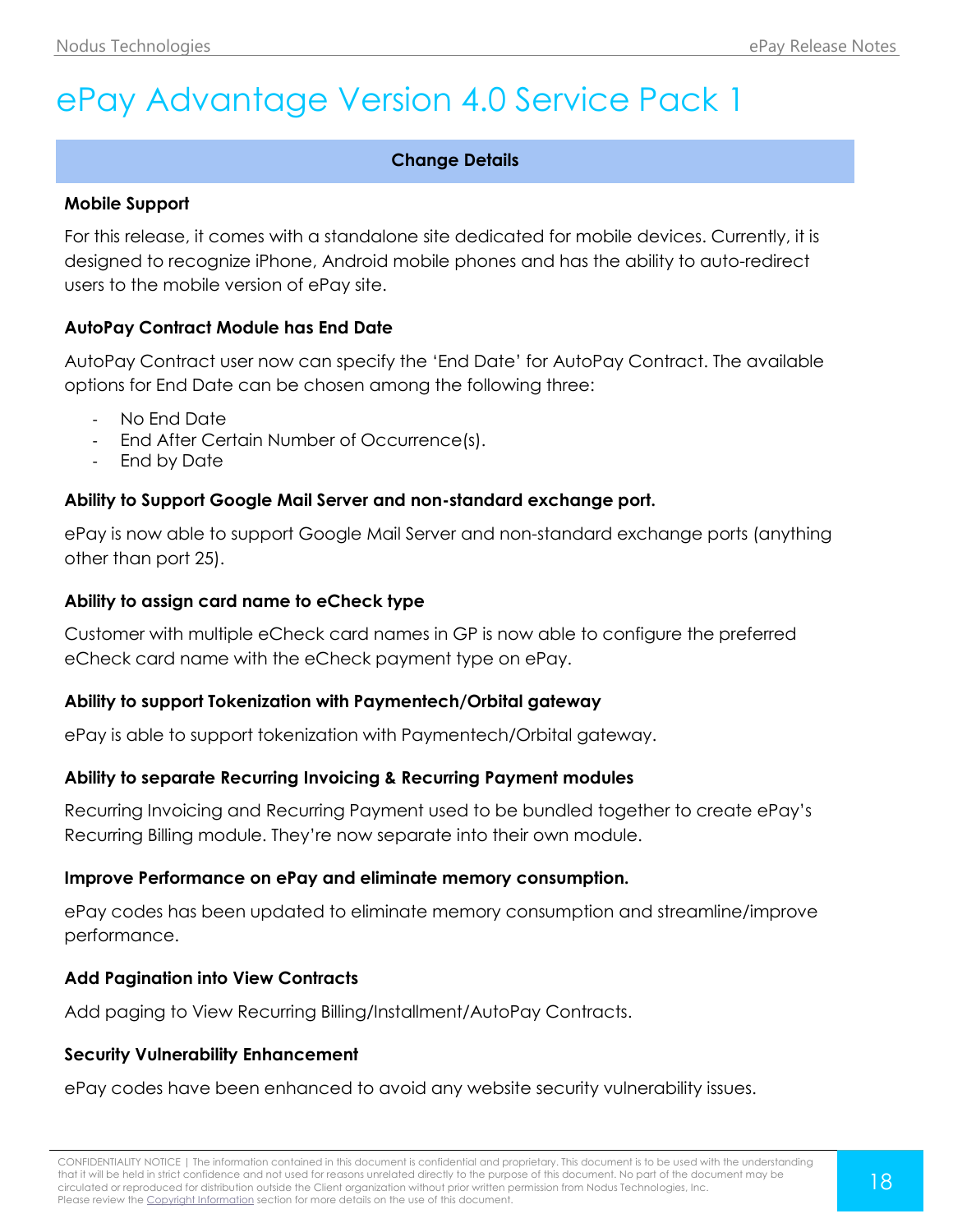# ePay Advantage Version 4.0 Service Pack 1

| Change Details |
| --- |

**Mobile Support**

For this release, it comes with a standalone site dedicated for mobile devices. Currently, it is designed to recognize iPhone, Android mobile phones and has the ability to auto-redirect users to the mobile version of ePay site.

**AutoPay Contract Module has End Date**

AutoPay Contract user now can specify the 'End Date' for AutoPay Contract. The available options for End Date can be chosen among the following three:

- No End Date
- End After Certain Number of Occurrence(s).
- End by Date

**Ability to Support Google Mail Server and non-standard exchange port.**

ePay is now able to support Google Mail Server and non-standard exchange ports (anything other than port 25).

**Ability to assign card name to eCheck type**

Customer with multiple eCheck card names in GP is now able to configure the preferred eCheck card name with the eCheck payment type on ePay.

**Ability to support Tokenization with Paymentech/Orbital gateway**

ePay is able to support tokenization with Paymentech/Orbital gateway.

**Ability to separate Recurring Invoicing & Recurring Payment modules**

Recurring Invoicing and Recurring Payment used to be bundled together to create ePay's Recurring Billing module. They're now separate into their own module.

**Improve Performance on ePay and eliminate memory consumption.**

ePay codes has been updated to eliminate memory consumption and streamline/improve performance.

**Add Pagination into View Contracts**

Add paging to View Recurring Billing/Installment/AutoPay Contracts.

**Security Vulnerability Enhancement**

ePay codes have been enhanced to avoid any website security vulnerability issues.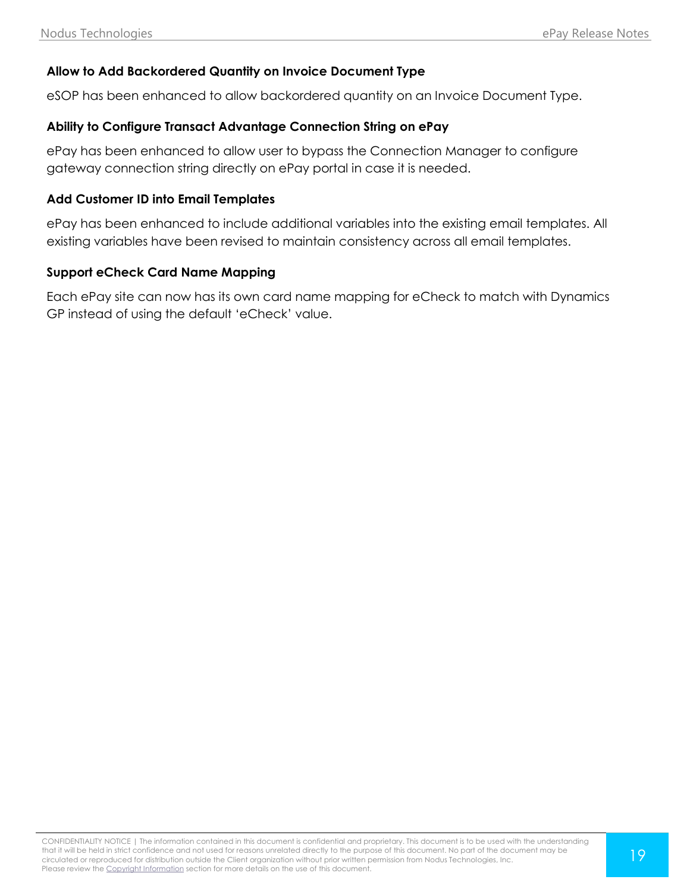### Allow to Add Backordered Quantity on Invoice Document Type

eSOP has been enhanced to allow backordered quantity on an Invoice Document Type.

### Ability to Configure Transact Advantage Connection String on ePay

ePay has been enhanced to allow user to bypass the Connection Manager to configure gateway connection string directly on ePay portal in case it is needed.

### Add Customer ID into Email Templates

ePay has been enhanced to include additional variables into the existing email templates. All existing variables have been revised to maintain consistency across all email templates.

### Support eCheck Card Name Mapping

Each ePay site can now has its own card name mapping for eCheck to match with Dynamics GP instead of using the default 'eCheck' value.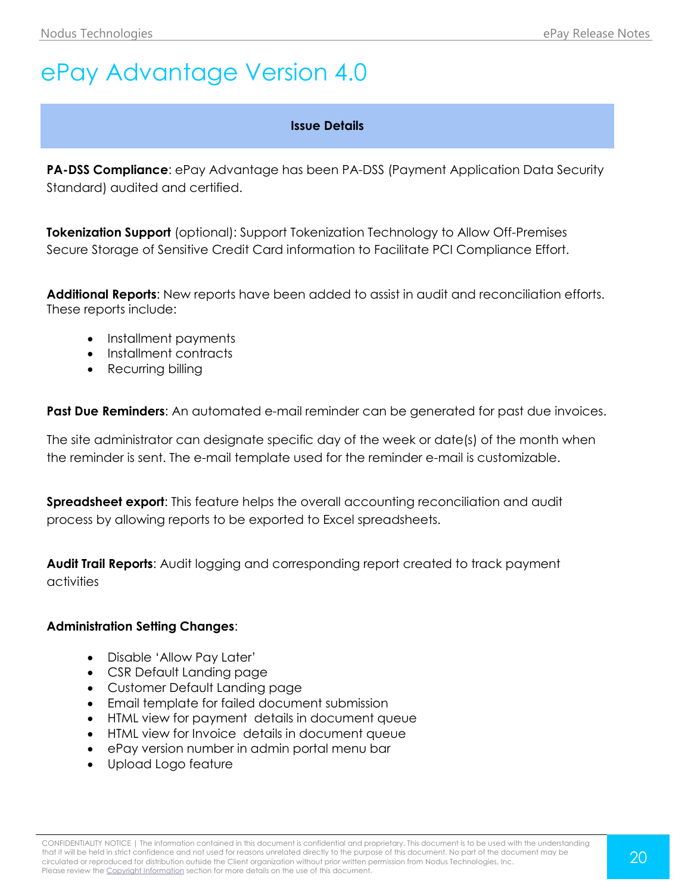# ePay Advantage Version 4.0

| Issue Details |
| --- |

**PA-DSS Compliance**: ePay Advantage has been PA-DSS (Payment Application Data Security Standard) audited and certified.

**Tokenization Support** (optional): Support Tokenization Technology to Allow Off-Premises Secure Storage of Sensitive Credit Card information to Facilitate PCI Compliance Effort.

**Additional Reports**: New reports have been added to assist in audit and reconciliation efforts. These reports include:

- Installment payments
- Installment contracts
- Recurring billing

**Past Due Reminders**: An automated e-mail reminder can be generated for past due invoices.

The site administrator can designate specific day of the week or date(s) of the month when the reminder is sent. The e-mail template used for the reminder e-mail is customizable.

**Spreadsheet export**: This feature helps the overall accounting reconciliation and audit process by allowing reports to be exported to Excel spreadsheets.

**Audit Trail Reports**: Audit logging and corresponding report created to track payment activities

**Administration Setting Changes**:

- Disable 'Allow Pay Later'
- CSR Default Landing page
- Customer Default Landing page
- Email template for failed document submission
- HTML view for payment details in document queue
- HTML view for Invoice details in document queue
- ePay version number in admin portal menu bar
- Upload Logo feature

CONFIDENTIALITY NOTICE | The information contained in this document is confidential and proprietary. This document is to be used with the understanding that it will be held in strict confidence and not used for reasons unrelated directly to the purpose of this document. No part of the document may be circulated or reproduced for distribution outside the Client organization without prior written permission from Nodus Technologies, Inc. Please review the Copyright Information section for more details on the use of this document.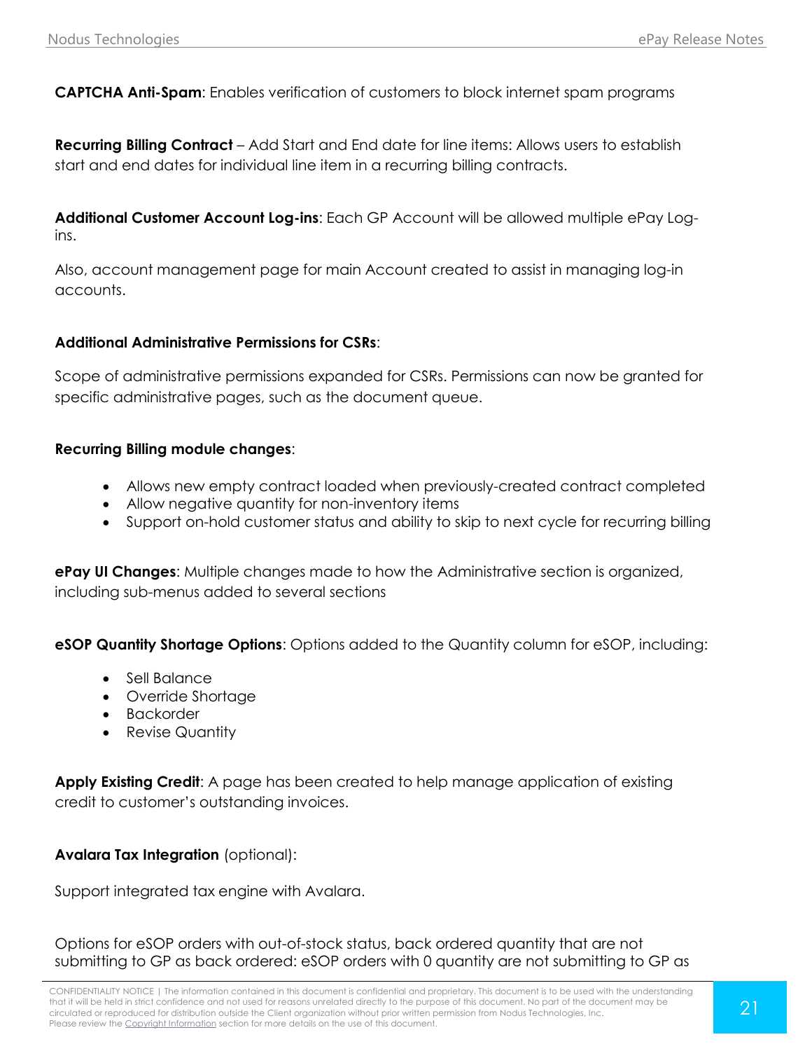**CAPTCHA Anti-Spam**: Enables verification of customers to block internet spam programs

**Recurring Billing Contract** – Add Start and End date for line items: Allows users to establish start and end dates for individual line item in a recurring billing contracts.

**Additional Customer Account Log-ins**: Each GP Account will be allowed multiple ePay Log-ins.

Also, account management page for main Account created to assist in managing log-in accounts.

**Additional Administrative Permissions for CSRs**:

Scope of administrative permissions expanded for CSRs. Permissions can now be granted for specific administrative pages, such as the document queue.

**Recurring Billing module changes**:

- Allows new empty contract loaded when previously-created contract completed
- Allow negative quantity for non-inventory items
- Support on-hold customer status and ability to skip to next cycle for recurring billing

**ePay UI Changes**: Multiple changes made to how the Administrative section is organized, including sub-menus added to several sections

**eSOP Quantity Shortage Options**: Options added to the Quantity column for eSOP, including:

- Sell Balance
- Override Shortage
- Backorder
- Revise Quantity

**Apply Existing Credit**: A page has been created to help manage application of existing credit to customer's outstanding invoices.

**Avalara Tax Integration** (optional):

Support integrated tax engine with Avalara.

Options for eSOP orders with out-of-stock status, back ordered quantity that are not submitting to GP as back ordered: eSOP orders with 0 quantity are not submitting to GP as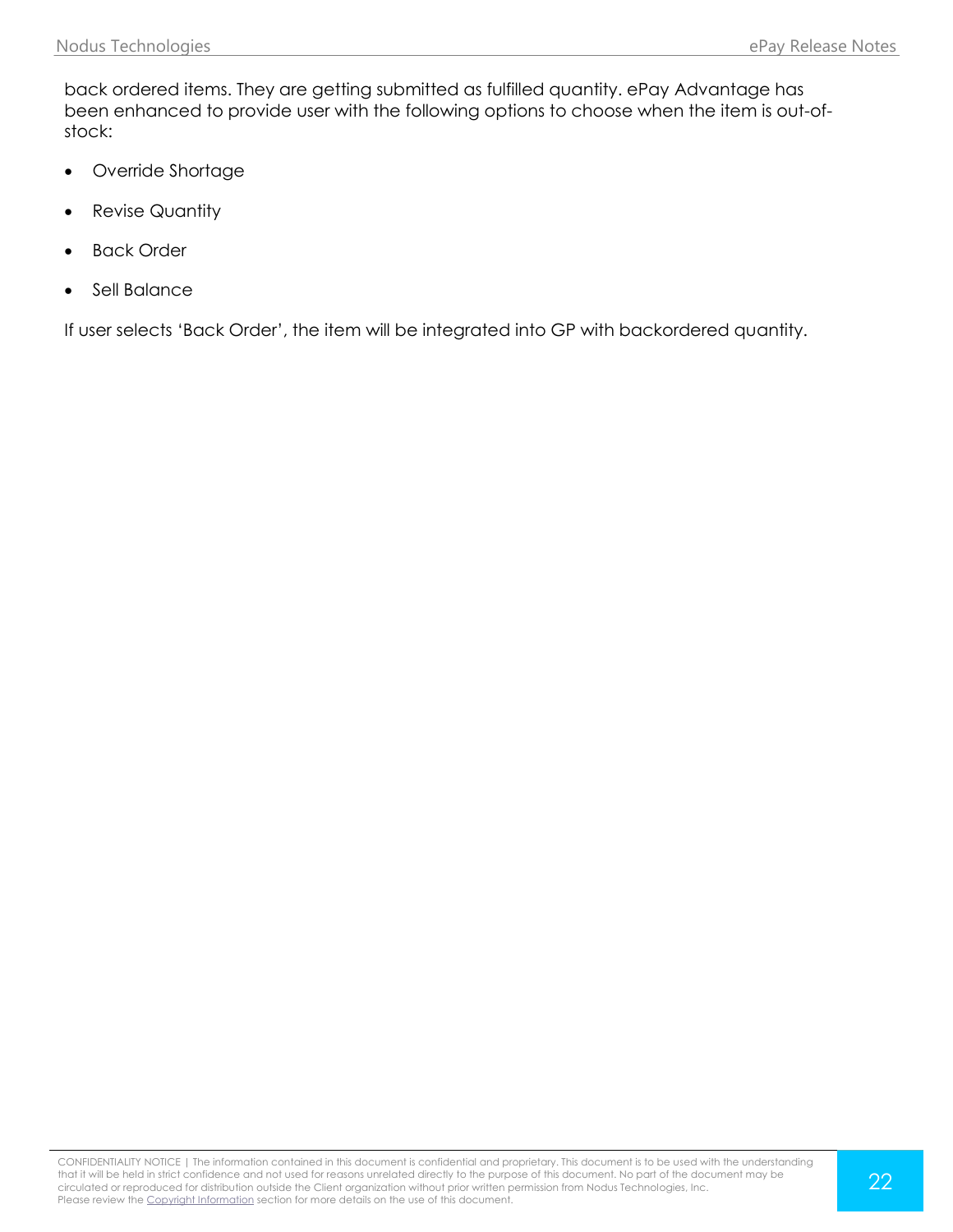back ordered items. They are getting submitted as fulfilled quantity. ePay Advantage has been enhanced to provide user with the following options to choose when the item is out-of-stock:

- Override Shortage
- Revise Quantity
- Back Order
- Sell Balance

If user selects 'Back Order', the item will be integrated into GP with backordered quantity.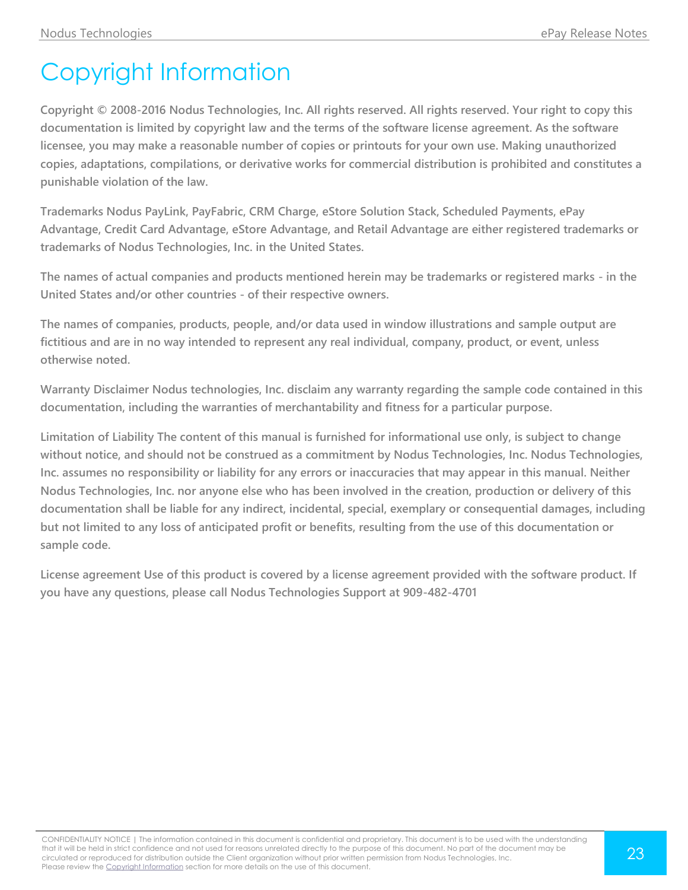# Copyright Information

**Copyright © 2008-2016 Nodus Technologies, Inc. All rights reserved. All rights reserved. Your right to copy this documentation is limited by copyright law and the terms of the software license agreement. As the software licensee, you may make a reasonable number of copies or printouts for your own use. Making unauthorized copies, adaptations, compilations, or derivative works for commercial distribution is prohibited and constitutes a punishable violation of the law.**

**Trademarks Nodus PayLink, PayFabric, CRM Charge, eStore Solution Stack, Scheduled Payments, ePay Advantage, Credit Card Advantage, eStore Advantage, and Retail Advantage are either registered trademarks or trademarks of Nodus Technologies, Inc. in the United States.**

**The names of actual companies and products mentioned herein may be trademarks or registered marks - in the United States and/or other countries - of their respective owners.**

**The names of companies, products, people, and/or data used in window illustrations and sample output are fictitious and are in no way intended to represent any real individual, company, product, or event, unless otherwise noted.**

**Warranty Disclaimer Nodus technologies, Inc. disclaim any warranty regarding the sample code contained in this documentation, including the warranties of merchantability and fitness for a particular purpose.**

**Limitation of Liability The content of this manual is furnished for informational use only, is subject to change without notice, and should not be construed as a commitment by Nodus Technologies, Inc. Nodus Technologies, Inc. assumes no responsibility or liability for any errors or inaccuracies that may appear in this manual. Neither Nodus Technologies, Inc. nor anyone else who has been involved in the creation, production or delivery of this documentation shall be liable for any indirect, incidental, special, exemplary or consequential damages, including but not limited to any loss of anticipated profit or benefits, resulting from the use of this documentation or sample code.**

**License agreement Use of this product is covered by a license agreement provided with the software product. If you have any questions, please call Nodus Technologies Support at 909-482-4701**